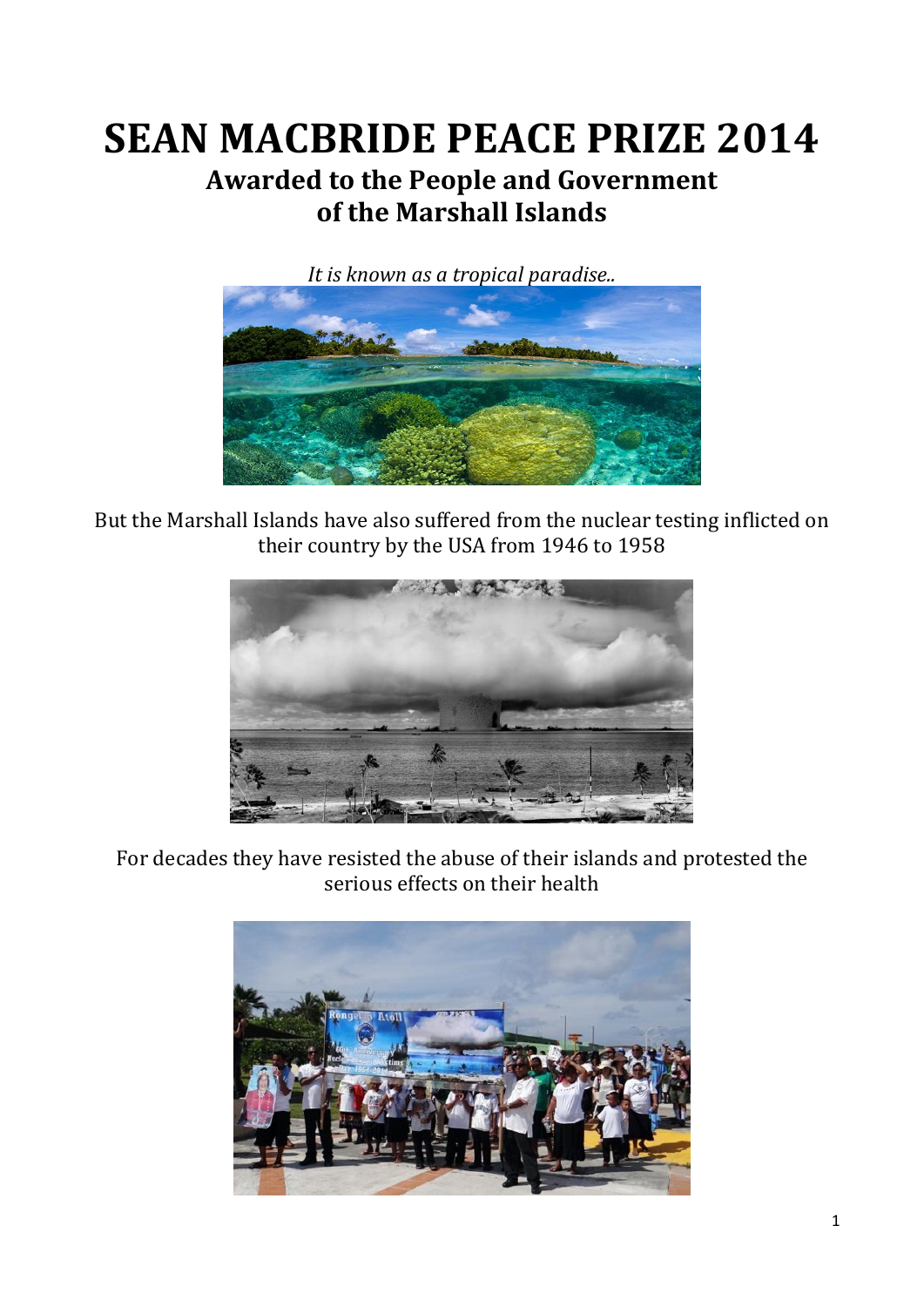# SEAN MACBRIDE PEACE PRIZE 2014

## Awarded to the People and Government of the Marshall Islands

*It is known as a tropical paradise..*

But the Marshall Islands have also suffered from the nuclear testing inflicted on their country by the USA from 1946 to 1958

For decades they have resisted the abuse of their islands and protested the serious effects on their health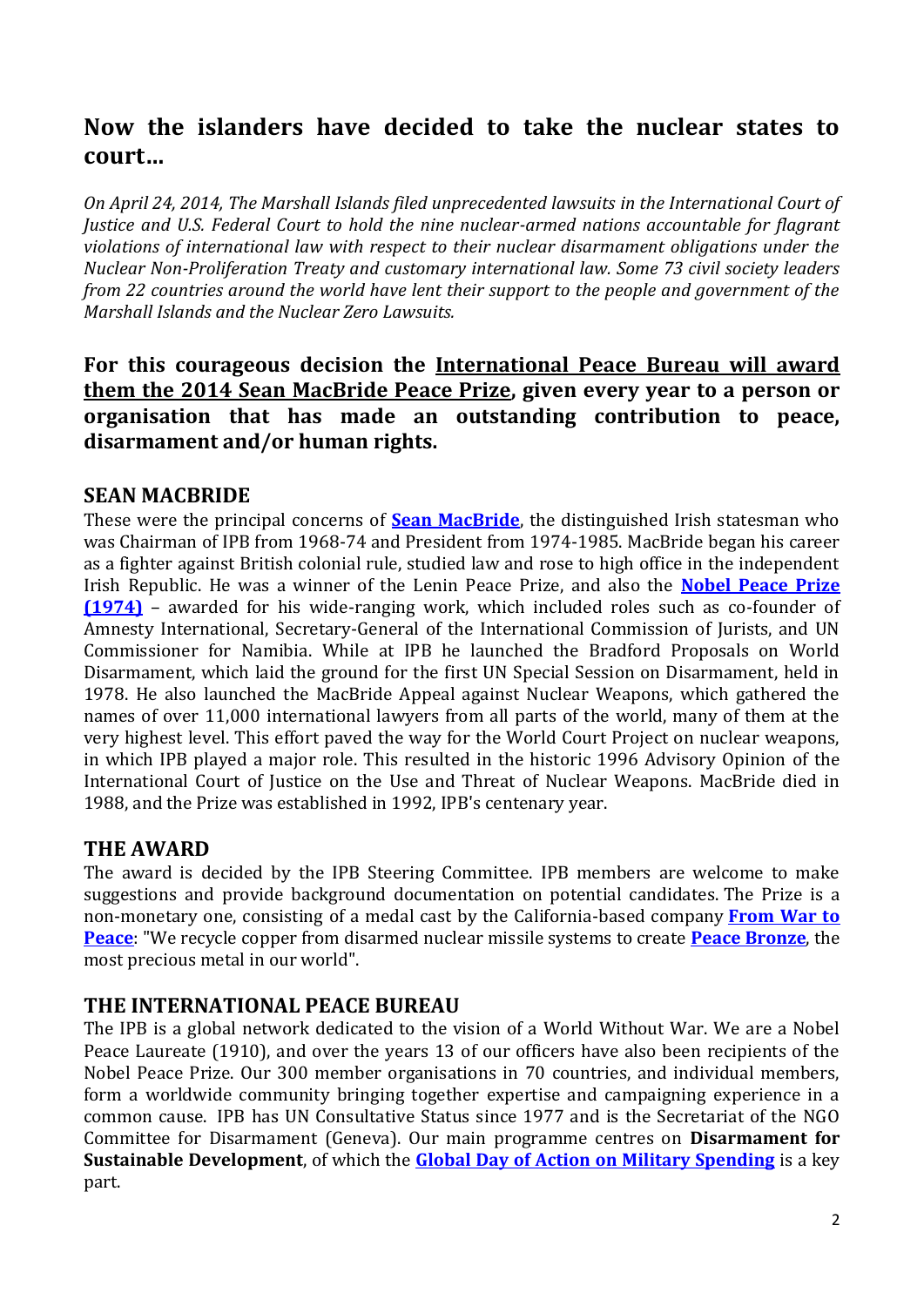## Now the islanders have decided to take the nuclear states to court…

*On April 24, 2014, The Marshall Islands filed unprecedented lawsuits in the International Court of Justice and U.S. Federal Court to hold the nine nuclear-armed nations accountable for flagrant violations of international law with respect to their nuclear disarmament obligations under the Nuclear Non-Proliferation Treaty and customary international law. Some 73 civil society leaders from 22 countries around the world have lent their support to the people and government of the Marshall Islands and the Nuclear Zero Lawsuits.*

### For this courageous decision the International Peace Bureau will award them the 2014 Sean MacBride Peace Prize, given every year to a person or organisation that has made an outstanding contribution to peace, disarmament and/or human rights.

### SEAN MACBRIDE

These were the principal concerns of **Sean MacBride**, the distinguished Irish statesman who was Chairman of IPB from 1968-74 and President from 1974-1985. MacBride began his career as a fighter against British colonial rule, studied law and rose to high office in the independent Irish Republic. He was a winner of the Lenin Peace Prize, and also the **Nobel Peace Prize (1974)** – awarded for his wide-ranging work, which included roles such as co-founder of Amnesty International, Secretary-General of the International Commission of Jurists, and UN Commissioner for Namibia. While at IPB he launched the Bradford Proposals on World Disarmament, which laid the ground for the first UN Special Session on Disarmament, held in 1978. He also launched the MacBride Appeal against Nuclear Weapons, which gathered the names of over 11,000 international lawyers from all parts of the world, many of them at the very highest level. This effort paved the way for the World Court Project on nuclear weapons, in which IPB played a major role. This resulted in the historic 1996 Advisory Opinion of the International Court of Justice on the Use and Threat of Nuclear Weapons. MacBride died in 1988, and the Prize was established in 1992, IPB's centenary year.

### THE AWARD

The award is decided by the IPB Steering Committee. IPB members are welcome to make suggestions and provide background documentation on potential candidates. The Prize is a non-monetary one, consisting of a medal cast by the California-based company **From War to Peace**: "We recycle copper from disarmed nuclear missile systems to create **Peace Bronze**, the most precious metal in our world".

### THE INTERNATIONAL PEACE BUREAU

The IPB is a global network dedicated to the vision of a World Without War. We are a Nobel Peace Laureate (1910), and over the years 13 of our officers have also been recipients of the Nobel Peace Prize. Our 300 member organisations in 70 countries, and individual members, form a worldwide community bringing together expertise and campaigning experience in a common cause. IPB has UN Consultative Status since 1977 and is the Secretariat of the NGO Committee for Disarmament (Geneva). Our main programme centres on **Disarmament for Sustainable Development**, of which the **Global Day of Action on Military Spending** is a key part.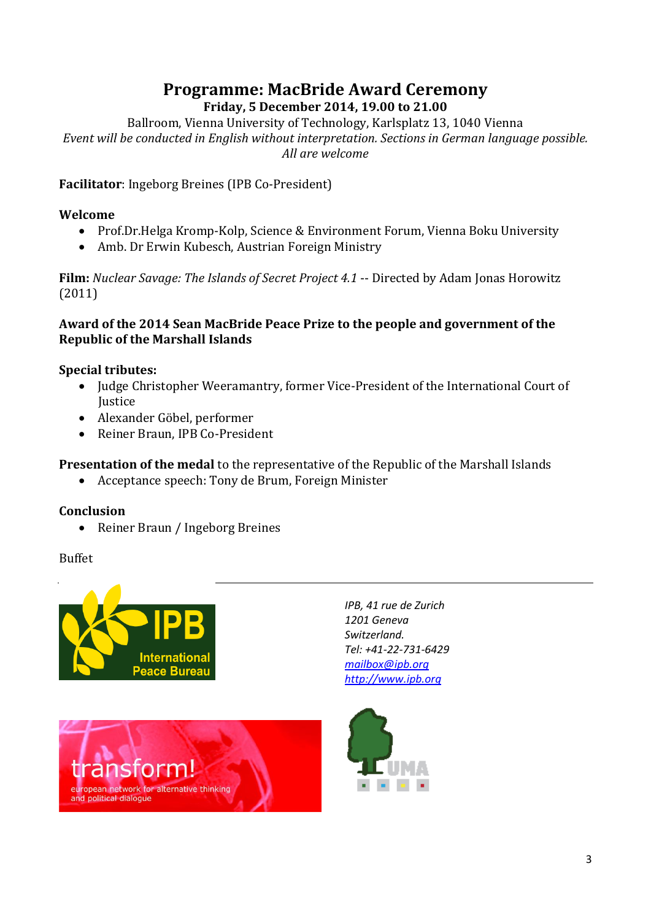# Programme: MacBride Award Ceremony

**Friday, 5 December 2014, 19.00 to 21.00**

Ballroom, Vienna University of Technology, Karlsplatz 13, 1040 Vienna

*Event will be conducted in English without interpretation. Sections in German language possible.*
*All are welcome*

**Facilitator**: Ingeborg Breines (IPB Co-President)

**Welcome**

- Prof.Dr.Helga Kromp-Kolp, Science & Environment Forum, Vienna Boku University
- Amb. Dr Erwin Kubesch, Austrian Foreign Ministry

**Film:** *Nuclear Savage: The Islands of Secret Project 4.1* -- Directed by Adam Jonas Horowitz (2011)

**Award of the 2014 Sean MacBride Peace Prize to the people and government of the Republic of the Marshall Islands**

**Special tributes:**

- Judge Christopher Weeramantry, former Vice-President of the International Court of Justice
- Alexander Göbel, performer
- Reiner Braun, IPB Co-President

**Presentation of the medal** to the representative of the Republic of the Marshall Islands

- Acceptance speech: Tony de Brum, Foreign Minister

**Conclusion**

- Reiner Braun / Ingeborg Breines

Buffet

IPB International Peace Bureau

*IPB, 41 rue de Zurich*
*1201 Geneva*
*Switzerland.*
*Tel: +41-22-731-6429*
*mailbox@ipb.org*
*http://www.ipb.org*

transform! european network for alternative thinking and political dialogue

UMA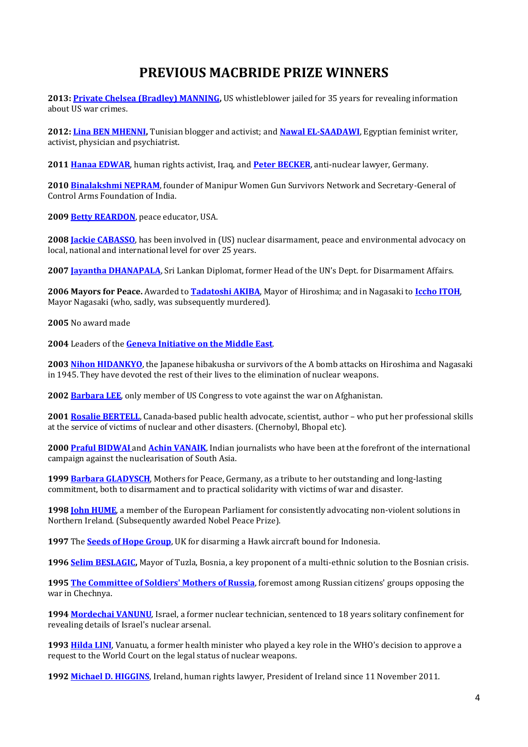# PREVIOUS MACBRIDE PRIZE WINNERS

**2013: Private Chelsea (Bradley) MANNING,** US whistleblower jailed for 35 years for revealing information about US war crimes.

**2012: Lina BEN MHENNI,** Tunisian blogger and activist; and **Nawal EL-SAADAWI**, Egyptian feminist writer, activist, physician and psychiatrist.

**2011 Hanaa EDWAR**, human rights activist, Iraq, and **Peter BECKER**, anti-nuclear lawyer, Germany.

**2010 Binalakshmi NEPRAM**, founder of Manipur Women Gun Survivors Network and Secretary-General of Control Arms Foundation of India.

**2009 Betty REARDON**, peace educator, USA.

**2008 Jackie CABASSO**, has been involved in (US) nuclear disarmament, peace and environmental advocacy on local, national and international level for over 25 years.

**2007 Jayantha DHANAPALA**, Sri Lankan Diplomat, former Head of the UN's Dept. for Disarmament Affairs.

**2006 Mayors for Peace.** Awarded to **Tadatoshi AKIBA**, Mayor of Hiroshima; and in Nagasaki to **Iccho ITOH**, Mayor Nagasaki (who, sadly, was subsequently murdered).

**2005** No award made

**2004** Leaders of the **Geneva Initiative on the Middle East**.

**2003 Nihon HIDANKYO**, the Japanese hibakusha or survivors of the A bomb attacks on Hiroshima and Nagasaki in 1945. They have devoted the rest of their lives to the elimination of nuclear weapons.

**2002 Barbara LEE**, only member of US Congress to vote against the war on Afghanistan.

**2001 Rosalie BERTELL**, Canada-based public health advocate, scientist, author – who put her professional skills at the service of victims of nuclear and other disasters. (Chernobyl, Bhopal etc).

**2000 Praful BIDWAI** and **Achin VANAIK**, Indian journalists who have been at the forefront of the international campaign against the nuclearisation of South Asia.

**1999 Barbara GLADYSCH**, Mothers for Peace, Germany, as a tribute to her outstanding and long-lasting commitment, both to disarmament and to practical solidarity with victims of war and disaster.

**1998 John HUME**, a member of the European Parliament for consistently advocating non-violent solutions in Northern Ireland. (Subsequently awarded Nobel Peace Prize).

**1997** The **Seeds of Hope Group**, UK for disarming a Hawk aircraft bound for Indonesia.

**1996 Selim BESLAGIC,** Mayor of Tuzla, Bosnia, a key proponent of a multi-ethnic solution to the Bosnian crisis.

**1995 The Committee of Soldiers' Mothers of Russia**, foremost among Russian citizens' groups opposing the war in Chechnya.

**1994 Mordechai VANUNU**, Israel, a former nuclear technician, sentenced to 18 years solitary confinement for revealing details of Israel's nuclear arsenal.

**1993 Hilda LINI**, Vanuatu, a former health minister who played a key role in the WHO's decision to approve a request to the World Court on the legal status of nuclear weapons.

**1992 Michael D. HIGGINS**, Ireland, human rights lawyer, President of Ireland since 11 November 2011.